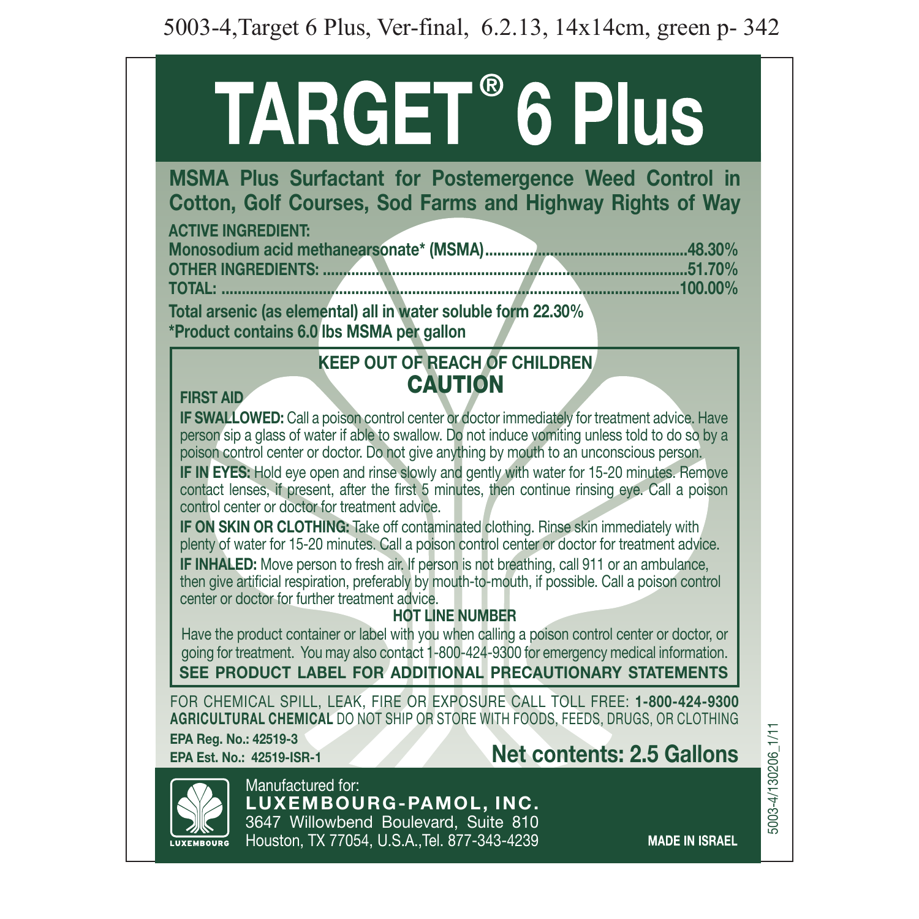5003-4,Target 6 Plus, Ver-final, 6.2.13, 14x14cm, green p- 342

# TARGET® 6 Plus

## MSMA Plus Surfactant for Postemergence Weed Control in Cotton, Golf Courses, Sod Farms and Highway Rights of Way

**ACTIVE INGREDIENT:**

| | |
|---|---|
| **Monosodium acid methanearsonate* (MSMA)** | **48.30%** |
| **OTHER INGREDIENTS:** | **51.70%** |
| **TOTAL:** | **100.00%** |

**Total arsenic (as elemental) all in water soluble form 22.30%**

**\*Product contains 6.0 lbs MSMA per gallon**

### KEEP OUT OF REACH OF CHILDREN

### CAUTION

**FIRST AID**

**IF SWALLOWED:** Call a poison control center or doctor immediately for treatment advice. Have person sip a glass of water if able to swallow. Do not induce vomiting unless told to do so by a poison control center or doctor. Do not give anything by mouth to an unconscious person.

**IF IN EYES:** Hold eye open and rinse slowly and gently with water for 15-20 minutes. Remove contact lenses, if present, after the first 5 minutes, then continue rinsing eye. Call a poison control center or doctor for treatment advice.

**IF ON SKIN OR CLOTHING:** Take off contaminated clothing. Rinse skin immediately with plenty of water for 15-20 minutes. Call a poison control center or doctor for treatment advice.

**IF INHALED:** Move person to fresh air. If person is not breathing, call 911 or an ambulance, then give artificial respiration, preferably by mouth-to-mouth, if possible. Call a poison control center or doctor for further treatment advice.

**HOT LINE NUMBER**

Have the product container or label with you when calling a poison control center or doctor, or going for treatment. You may also contact 1-800-424-9300 for emergency medical information.

**SEE PRODUCT LABEL FOR ADDITIONAL PRECAUTIONARY STATEMENTS**

FOR CHEMICAL SPILL, LEAK, FIRE OR EXPOSURE CALL TOLL FREE: **1-800-424-9300**

**AGRICULTURAL CHEMICAL** DO NOT SHIP OR STORE WITH FOODS, FEEDS, DRUGS, OR CLOTHING

**EPA Reg. No.: 42519-3**

**EPA Est. No.: 42519-ISR-1**

**Net contents: 2.5 Gallons**

LUXEMBOURG

Manufactured for:

**LUXEMBOURG-PAMOL, INC.**

3647 Willowbend Boulevard, Suite 810

Houston, TX 77054, U.S.A.,Tel. 877-343-4239

**MADE IN ISRAEL**

5003-4/130206_1/11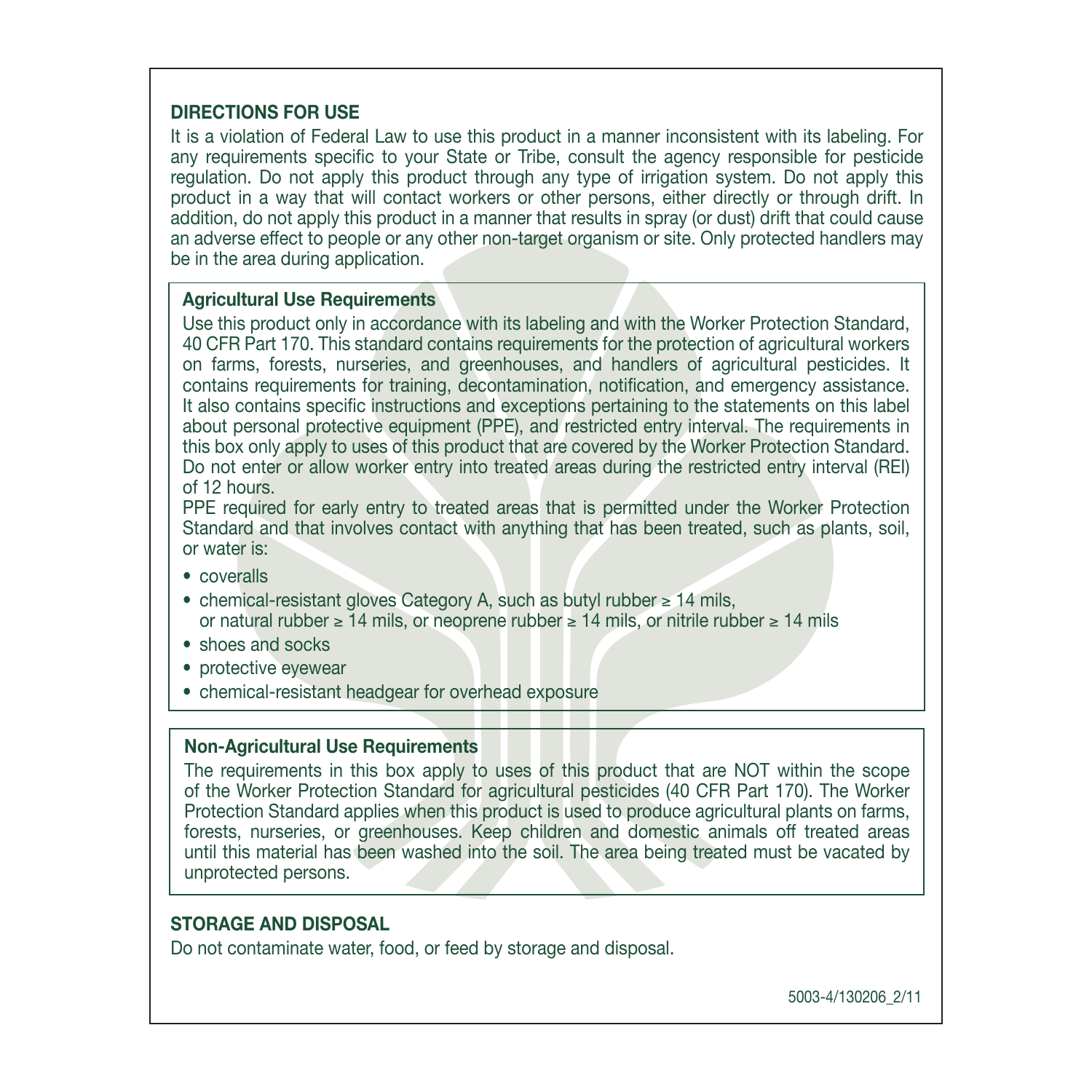## DIRECTIONS FOR USE

It is a violation of Federal Law to use this product in a manner inconsistent with its labeling. For any requirements specific to your State or Tribe, consult the agency responsible for pesticide regulation. Do not apply this product through any type of irrigation system. Do not apply this product in a way that will contact workers or other persons, either directly or through drift. In addition, do not apply this product in a manner that results in spray (or dust) drift that could cause an adverse effect to people or any other non-target organism or site. Only protected handlers may be in the area during application.

### Agricultural Use Requirements

Use this product only in accordance with its labeling and with the Worker Protection Standard, 40 CFR Part 170. This standard contains requirements for the protection of agricultural workers on farms, forests, nurseries, and greenhouses, and handlers of agricultural pesticides. It contains requirements for training, decontamination, notification, and emergency assistance. It also contains specific instructions and exceptions pertaining to the statements on this label about personal protective equipment (PPE), and restricted entry interval. The requirements in this box only apply to uses of this product that are covered by the Worker Protection Standard. Do not enter or allow worker entry into treated areas during the restricted entry interval (REI) of 12 hours.

PPE required for early entry to treated areas that is permitted under the Worker Protection Standard and that involves contact with anything that has been treated, such as plants, soil, or water is:

- coveralls
- chemical-resistant gloves Category A, such as butyl rubber ≥ 14 mils, or natural rubber ≥ 14 mils, or neoprene rubber ≥ 14 mils, or nitrile rubber ≥ 14 mils
- shoes and socks
- protective eyewear
- chemical-resistant headgear for overhead exposure

### Non-Agricultural Use Requirements

The requirements in this box apply to uses of this product that are NOT within the scope of the Worker Protection Standard for agricultural pesticides (40 CFR Part 170). The Worker Protection Standard applies when this product is used to produce agricultural plants on farms, forests, nurseries, or greenhouses. Keep children and domestic animals off treated areas until this material has been washed into the soil. The area being treated must be vacated by unprotected persons.

## STORAGE AND DISPOSAL

Do not contaminate water, food, or feed by storage and disposal.

5003-4/130206_2/11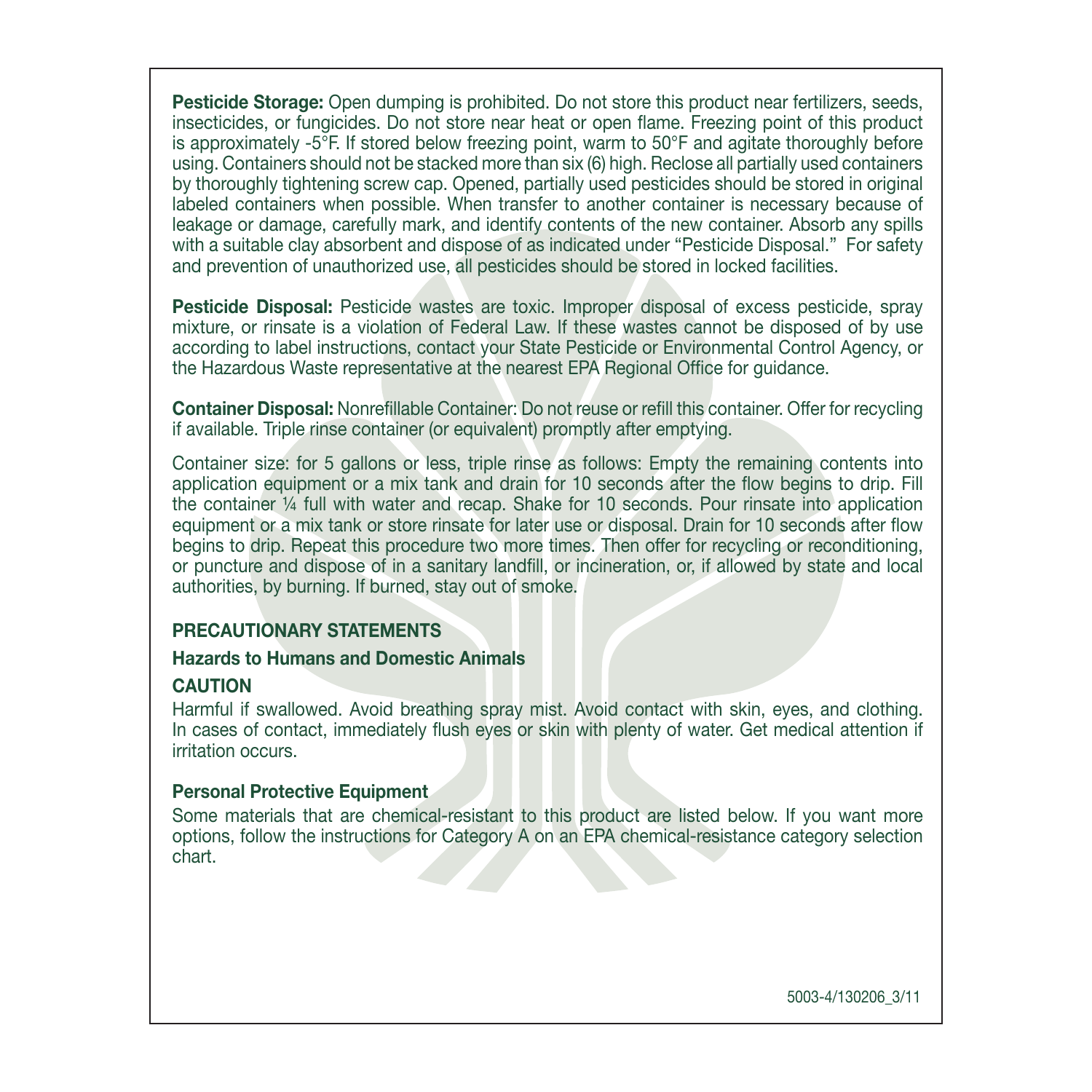**Pesticide Storage:** Open dumping is prohibited. Do not store this product near fertilizers, seeds, insecticides, or fungicides. Do not store near heat or open flame. Freezing point of this product is approximately -5°F. If stored below freezing point, warm to 50°F and agitate thoroughly before using. Containers should not be stacked more than six (6) high. Reclose all partially used containers by thoroughly tightening screw cap. Opened, partially used pesticides should be stored in original labeled containers when possible. When transfer to another container is necessary because of leakage or damage, carefully mark, and identify contents of the new container. Absorb any spills with a suitable clay absorbent and dispose of as indicated under "Pesticide Disposal." For safety and prevention of unauthorized use, all pesticides should be stored in locked facilities.

**Pesticide Disposal:** Pesticide wastes are toxic. Improper disposal of excess pesticide, spray mixture, or rinsate is a violation of Federal Law. If these wastes cannot be disposed of by use according to label instructions, contact your State Pesticide or Environmental Control Agency, or the Hazardous Waste representative at the nearest EPA Regional Office for guidance.

**Container Disposal:** Nonrefillable Container: Do not reuse or refill this container. Offer for recycling if available. Triple rinse container (or equivalent) promptly after emptying.

Container size: for 5 gallons or less, triple rinse as follows: Empty the remaining contents into application equipment or a mix tank and drain for 10 seconds after the flow begins to drip. Fill the container ¼ full with water and recap. Shake for 10 seconds. Pour rinsate into application equipment or a mix tank or store rinsate for later use or disposal. Drain for 10 seconds after flow begins to drip. Repeat this procedure two more times. Then offer for recycling or reconditioning, or puncture and dispose of in a sanitary landfill, or incineration, or, if allowed by state and local authorities, by burning. If burned, stay out of smoke.

## PRECAUTIONARY STATEMENTS

### Hazards to Humans and Domestic Animals

### CAUTION

Harmful if swallowed. Avoid breathing spray mist. Avoid contact with skin, eyes, and clothing. In cases of contact, immediately flush eyes or skin with plenty of water. Get medical attention if irritation occurs.

### Personal Protective Equipment

Some materials that are chemical-resistant to this product are listed below. If you want more options, follow the instructions for Category A on an EPA chemical-resistance category selection chart.

5003-4/130206_3/11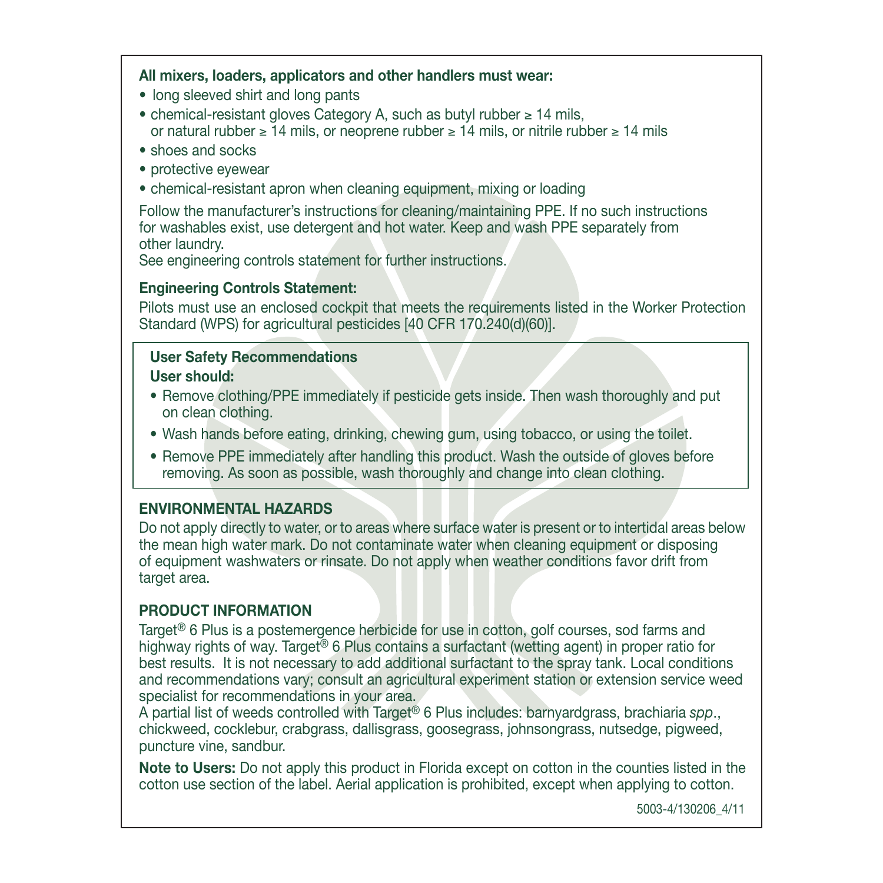**All mixers, loaders, applicators and other handlers must wear:**

- long sleeved shirt and long pants
- chemical-resistant gloves Category A, such as butyl rubber ≥ 14 mils, or natural rubber ≥ 14 mils, or neoprene rubber ≥ 14 mils, or nitrile rubber ≥ 14 mils
- shoes and socks
- protective eyewear
- chemical-resistant apron when cleaning equipment, mixing or loading

Follow the manufacturer's instructions for cleaning/maintaining PPE. If no such instructions for washables exist, use detergent and hot water. Keep and wash PPE separately from other laundry.
See engineering controls statement for further instructions.

**Engineering Controls Statement:**

Pilots must use an enclosed cockpit that meets the requirements listed in the Worker Protection Standard (WPS) for agricultural pesticides [40 CFR 170.240(d)(60)].

**User Safety Recommendations**

**User should:**

- Remove clothing/PPE immediately if pesticide gets inside. Then wash thoroughly and put on clean clothing.
- Wash hands before eating, drinking, chewing gum, using tobacco, or using the toilet.
- Remove PPE immediately after handling this product. Wash the outside of gloves before removing. As soon as possible, wash thoroughly and change into clean clothing.

## ENVIRONMENTAL HAZARDS

Do not apply directly to water, or to areas where surface water is present or to intertidal areas below the mean high water mark. Do not contaminate water when cleaning equipment or disposing of equipment washwaters or rinsate. Do not apply when weather conditions favor drift from target area.

## PRODUCT INFORMATION

Target® 6 Plus is a postemergence herbicide for use in cotton, golf courses, sod farms and highway rights of way. Target® 6 Plus contains a surfactant (wetting agent) in proper ratio for best results. It is not necessary to add additional surfactant to the spray tank. Local conditions and recommendations vary; consult an agricultural experiment station or extension service weed specialist for recommendations in your area.
A partial list of weeds controlled with Target® 6 Plus includes: barnyardgrass, brachiaria *spp*., chickweed, cocklebur, crabgrass, dallisgrass, goosegrass, johnsongrass, nutsedge, pigweed, puncture vine, sandbur.

**Note to Users:** Do not apply this product in Florida except on cotton in the counties listed in the cotton use section of the label. Aerial application is prohibited, except when applying to cotton.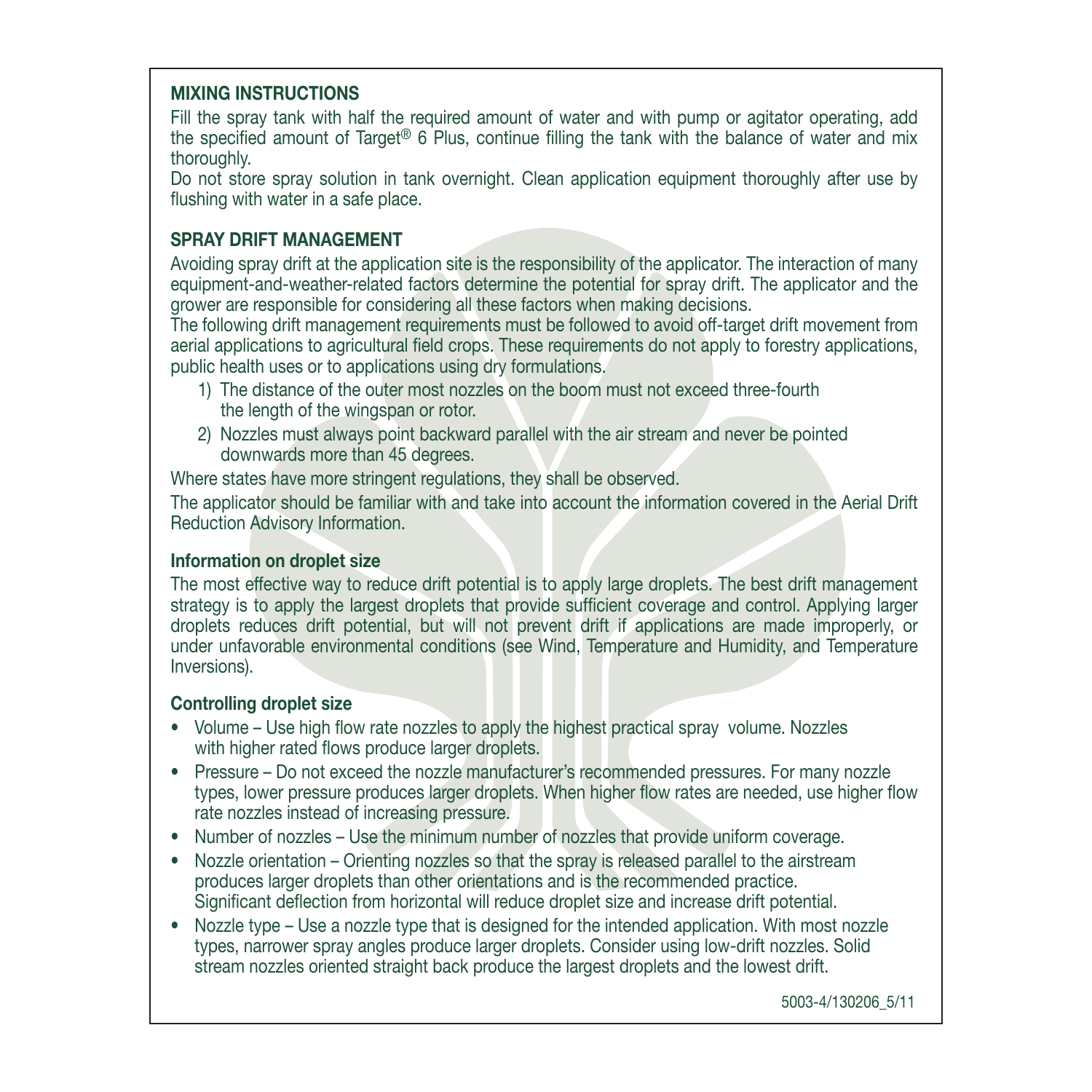## MIXING INSTRUCTIONS

Fill the spray tank with half the required amount of water and with pump or agitator operating, add the specified amount of Target® 6 Plus, continue filling the tank with the balance of water and mix thoroughly.

Do not store spray solution in tank overnight. Clean application equipment thoroughly after use by flushing with water in a safe place.

## SPRAY DRIFT MANAGEMENT

Avoiding spray drift at the application site is the responsibility of the applicator. The interaction of many equipment-and-weather-related factors determine the potential for spray drift. The applicator and the grower are responsible for considering all these factors when making decisions.

The following drift management requirements must be followed to avoid off-target drift movement from aerial applications to agricultural field crops. These requirements do not apply to forestry applications, public health uses or to applications using dry formulations.

1) The distance of the outer most nozzles on the boom must not exceed three-fourth the length of the wingspan or rotor.
2) Nozzles must always point backward parallel with the air stream and never be pointed downwards more than 45 degrees.

Where states have more stringent regulations, they shall be observed.

The applicator should be familiar with and take into account the information covered in the Aerial Drift Reduction Advisory Information.

### Information on droplet size

The most effective way to reduce drift potential is to apply large droplets. The best drift management strategy is to apply the largest droplets that provide sufficient coverage and control. Applying larger droplets reduces drift potential, but will not prevent drift if applications are made improperly, or under unfavorable environmental conditions (see Wind, Temperature and Humidity, and Temperature Inversions).

### Controlling droplet size

- Volume – Use high flow rate nozzles to apply the highest practical spray volume. Nozzles with higher rated flows produce larger droplets.
- Pressure – Do not exceed the nozzle manufacturer's recommended pressures. For many nozzle types, lower pressure produces larger droplets. When higher flow rates are needed, use higher flow rate nozzles instead of increasing pressure.
- Number of nozzles – Use the minimum number of nozzles that provide uniform coverage.
- Nozzle orientation – Orienting nozzles so that the spray is released parallel to the airstream produces larger droplets than other orientations and is the recommended practice. Significant deflection from horizontal will reduce droplet size and increase drift potential.
- Nozzle type – Use a nozzle type that is designed for the intended application. With most nozzle types, narrower spray angles produce larger droplets. Consider using low-drift nozzles. Solid stream nozzles oriented straight back produce the largest droplets and the lowest drift.

5003-4/130206_5/11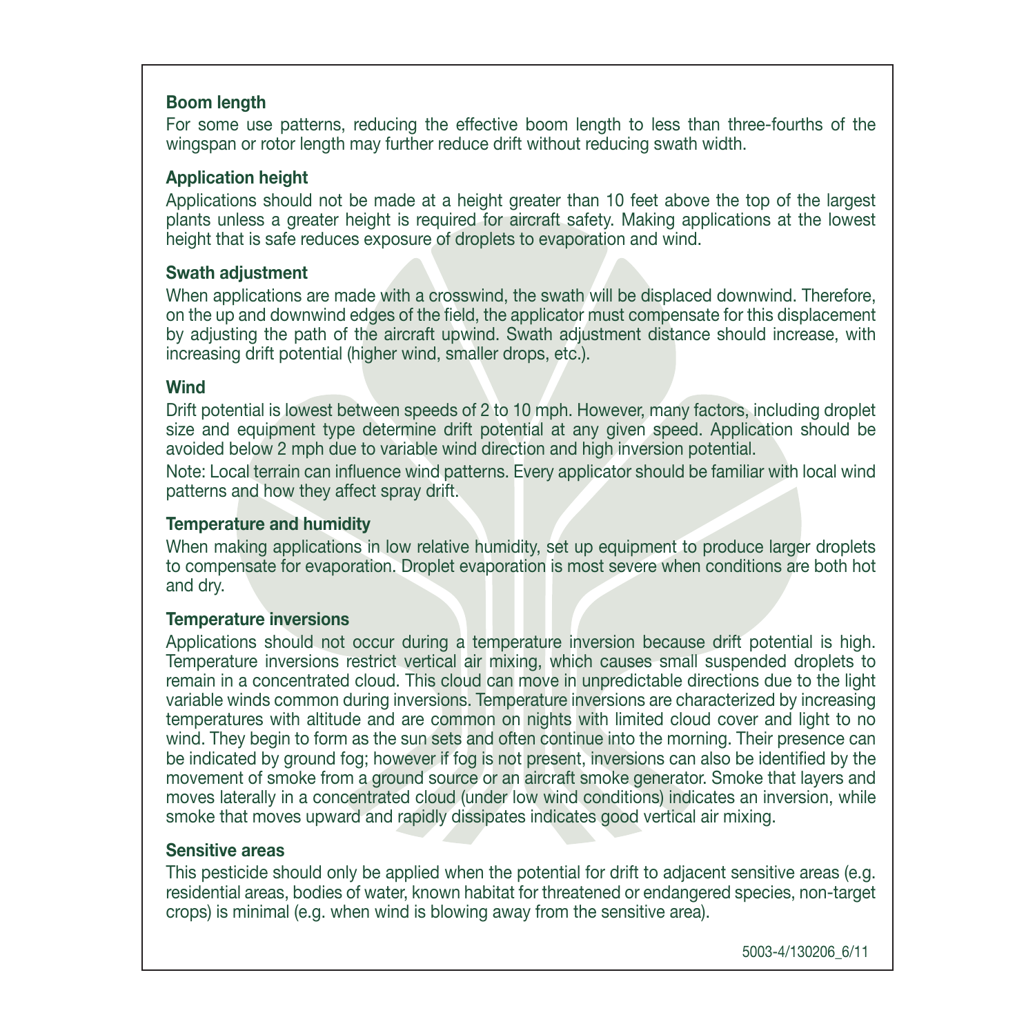**Boom length**

For some use patterns, reducing the effective boom length to less than three-fourths of the wingspan or rotor length may further reduce drift without reducing swath width.

**Application height**

Applications should not be made at a height greater than 10 feet above the top of the largest plants unless a greater height is required for aircraft safety. Making applications at the lowest height that is safe reduces exposure of droplets to evaporation and wind.

**Swath adjustment**

When applications are made with a crosswind, the swath will be displaced downwind. Therefore, on the up and downwind edges of the field, the applicator must compensate for this displacement by adjusting the path of the aircraft upwind. Swath adjustment distance should increase, with increasing drift potential (higher wind, smaller drops, etc.).

**Wind**

Drift potential is lowest between speeds of 2 to 10 mph. However, many factors, including droplet size and equipment type determine drift potential at any given speed. Application should be avoided below 2 mph due to variable wind direction and high inversion potential.

Note: Local terrain can influence wind patterns. Every applicator should be familiar with local wind patterns and how they affect spray drift.

**Temperature and humidity**

When making applications in low relative humidity, set up equipment to produce larger droplets to compensate for evaporation. Droplet evaporation is most severe when conditions are both hot and dry.

**Temperature inversions**

Applications should not occur during a temperature inversion because drift potential is high. Temperature inversions restrict vertical air mixing, which causes small suspended droplets to remain in a concentrated cloud. This cloud can move in unpredictable directions due to the light variable winds common during inversions. Temperature inversions are characterized by increasing temperatures with altitude and are common on nights with limited cloud cover and light to no wind. They begin to form as the sun sets and often continue into the morning. Their presence can be indicated by ground fog; however if fog is not present, inversions can also be identified by the movement of smoke from a ground source or an aircraft smoke generator. Smoke that layers and moves laterally in a concentrated cloud (under low wind conditions) indicates an inversion, while smoke that moves upward and rapidly dissipates indicates good vertical air mixing.

**Sensitive areas**

This pesticide should only be applied when the potential for drift to adjacent sensitive areas (e.g. residential areas, bodies of water, known habitat for threatened or endangered species, non-target crops) is minimal (e.g. when wind is blowing away from the sensitive area).

5003-4/130206_6/11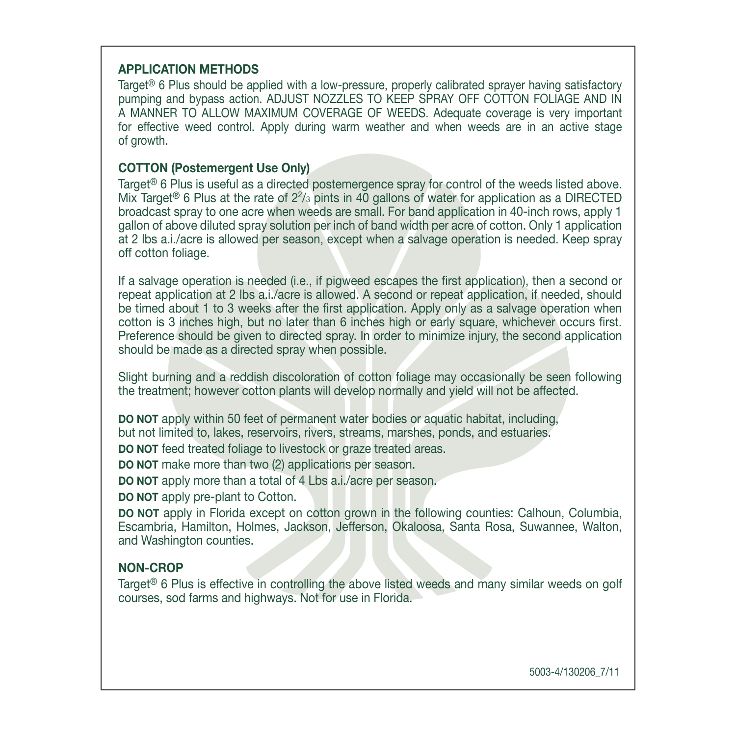## APPLICATION METHODS

Target® 6 Plus should be applied with a low-pressure, properly calibrated sprayer having satisfactory pumping and bypass action. ADJUST NOZZLES TO KEEP SPRAY OFF COTTON FOLIAGE AND IN A MANNER TO ALLOW MAXIMUM COVERAGE OF WEEDS. Adequate coverage is very important for effective weed control. Apply during warm weather and when weeds are in an active stage of growth.

## COTTON (Postemergent Use Only)

Target® 6 Plus is useful as a directed postemergence spray for control of the weeds listed above. Mix Target® 6 Plus at the rate of $2^2/_3$ pints in 40 gallons of water for application as a DIRECTED broadcast spray to one acre when weeds are small. For band application in 40-inch rows, apply 1 gallon of above diluted spray solution per inch of band width per acre of cotton. Only 1 application at 2 lbs a.i./acre is allowed per season, except when a salvage operation is needed. Keep spray off cotton foliage.

If a salvage operation is needed (i.e., if pigweed escapes the first application), then a second or repeat application at 2 lbs a.i./acre is allowed. A second or repeat application, if needed, should be timed about 1 to 3 weeks after the first application. Apply only as a salvage operation when cotton is 3 inches high, but no later than 6 inches high or early square, whichever occurs first. Preference should be given to directed spray. In order to minimize injury, the second application should be made as a directed spray when possible.

Slight burning and a reddish discoloration of cotton foliage may occasionally be seen following the treatment; however cotton plants will develop normally and yield will not be affected.

**DO NOT** apply within 50 feet of permanent water bodies or aquatic habitat, including, but not limited to, lakes, reservoirs, rivers, streams, marshes, ponds, and estuaries.

**DO NOT** feed treated foliage to livestock or graze treated areas.

**DO NOT** make more than two (2) applications per season.

**DO NOT** apply more than a total of 4 Lbs a.i./acre per season.

**DO NOT** apply pre-plant to Cotton.

**DO NOT** apply in Florida except on cotton grown in the following counties: Calhoun, Columbia, Escambria, Hamilton, Holmes, Jackson, Jefferson, Okaloosa, Santa Rosa, Suwannee, Walton, and Washington counties.

## NON-CROP

Target® 6 Plus is effective in controlling the above listed weeds and many similar weeds on golf courses, sod farms and highways. Not for use in Florida.

5003-4/130206_7/11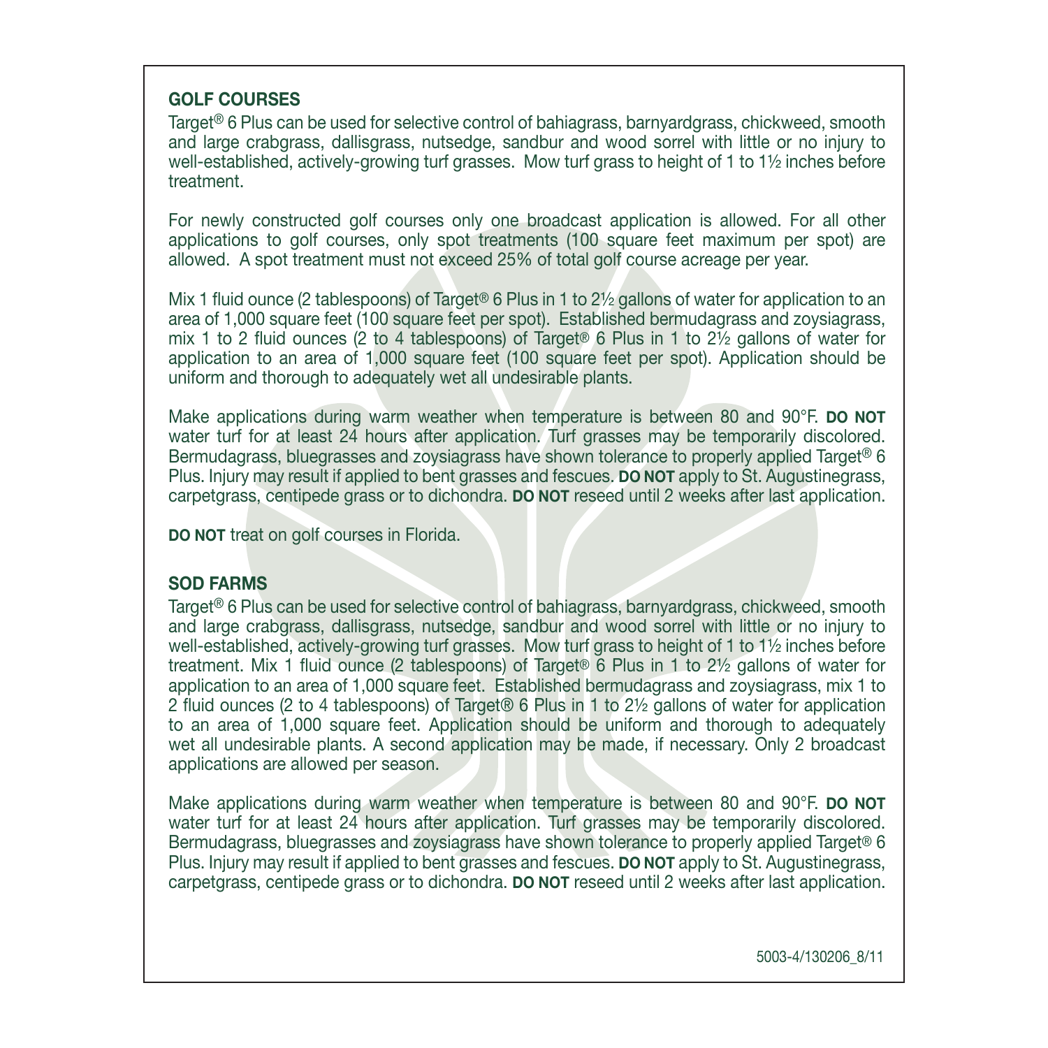## GOLF COURSES

Target® 6 Plus can be used for selective control of bahiagrass, barnyardgrass, chickweed, smooth and large crabgrass, dallisgrass, nutsedge, sandbur and wood sorrel with little or no injury to well-established, actively-growing turf grasses. Mow turf grass to height of 1 to 1½ inches before treatment.

For newly constructed golf courses only one broadcast application is allowed. For all other applications to golf courses, only spot treatments (100 square feet maximum per spot) are allowed. A spot treatment must not exceed 25% of total golf course acreage per year.

Mix 1 fluid ounce (2 tablespoons) of Target® 6 Plus in 1 to 2½ gallons of water for application to an area of 1,000 square feet (100 square feet per spot). Established bermudagrass and zoysiagrass, mix 1 to 2 fluid ounces (2 to 4 tablespoons) of Target® 6 Plus in 1 to 2½ gallons of water for application to an area of 1,000 square feet (100 square feet per spot). Application should be uniform and thorough to adequately wet all undesirable plants.

Make applications during warm weather when temperature is between 80 and 90°F. **DO NOT** water turf for at least 24 hours after application. Turf grasses may be temporarily discolored. Bermudagrass, bluegrasses and zoysiagrass have shown tolerance to properly applied Target® 6 Plus. Injury may result if applied to bent grasses and fescues. **DO NOT** apply to St. Augustinegrass, carpetgrass, centipede grass or to dichondra. **DO NOT** reseed until 2 weeks after last application.

**DO NOT** treat on golf courses in Florida.

## SOD FARMS

Target® 6 Plus can be used for selective control of bahiagrass, barnyardgrass, chickweed, smooth and large crabgrass, dallisgrass, nutsedge, sandbur and wood sorrel with little or no injury to well-established, actively-growing turf grasses. Mow turf grass to height of 1 to 1½ inches before treatment. Mix 1 fluid ounce (2 tablespoons) of Target® 6 Plus in 1 to 2½ gallons of water for application to an area of 1,000 square feet. Established bermudagrass and zoysiagrass, mix 1 to 2 fluid ounces (2 to 4 tablespoons) of Target® 6 Plus in 1 to 2½ gallons of water for application to an area of 1,000 square feet. Application should be uniform and thorough to adequately wet all undesirable plants. A second application may be made, if necessary. Only 2 broadcast applications are allowed per season.

Make applications during warm weather when temperature is between 80 and 90°F. **DO NOT** water turf for at least 24 hours after application. Turf grasses may be temporarily discolored. Bermudagrass, bluegrasses and zoysiagrass have shown tolerance to properly applied Target® 6 Plus. Injury may result if applied to bent grasses and fescues. **DO NOT** apply to St. Augustinegrass, carpetgrass, centipede grass or to dichondra. **DO NOT** reseed until 2 weeks after last application.

5003-4/130206_8/11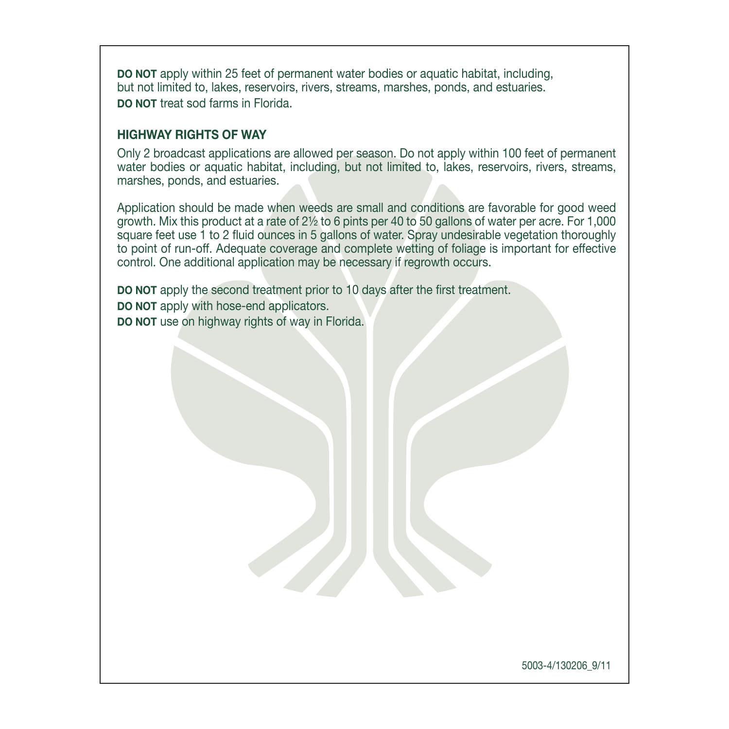**DO NOT** apply within 25 feet of permanent water bodies or aquatic habitat, including, but not limited to, lakes, reservoirs, rivers, streams, marshes, ponds, and estuaries.
**DO NOT** treat sod farms in Florida.

### HIGHWAY RIGHTS OF WAY

Only 2 broadcast applications are allowed per season. Do not apply within 100 feet of permanent water bodies or aquatic habitat, including, but not limited to, lakes, reservoirs, rivers, streams, marshes, ponds, and estuaries.

Application should be made when weeds are small and conditions are favorable for good weed growth. Mix this product at a rate of 2½ to 6 pints per 40 to 50 gallons of water per acre. For 1,000 square feet use 1 to 2 fluid ounces in 5 gallons of water. Spray undesirable vegetation thoroughly to point of run-off. Adequate coverage and complete wetting of foliage is important for effective control. One additional application may be necessary if regrowth occurs.

**DO NOT** apply the second treatment prior to 10 days after the first treatment.
**DO NOT** apply with hose-end applicators.
**DO NOT** use on highway rights of way in Florida.

5003-4/130206_9/11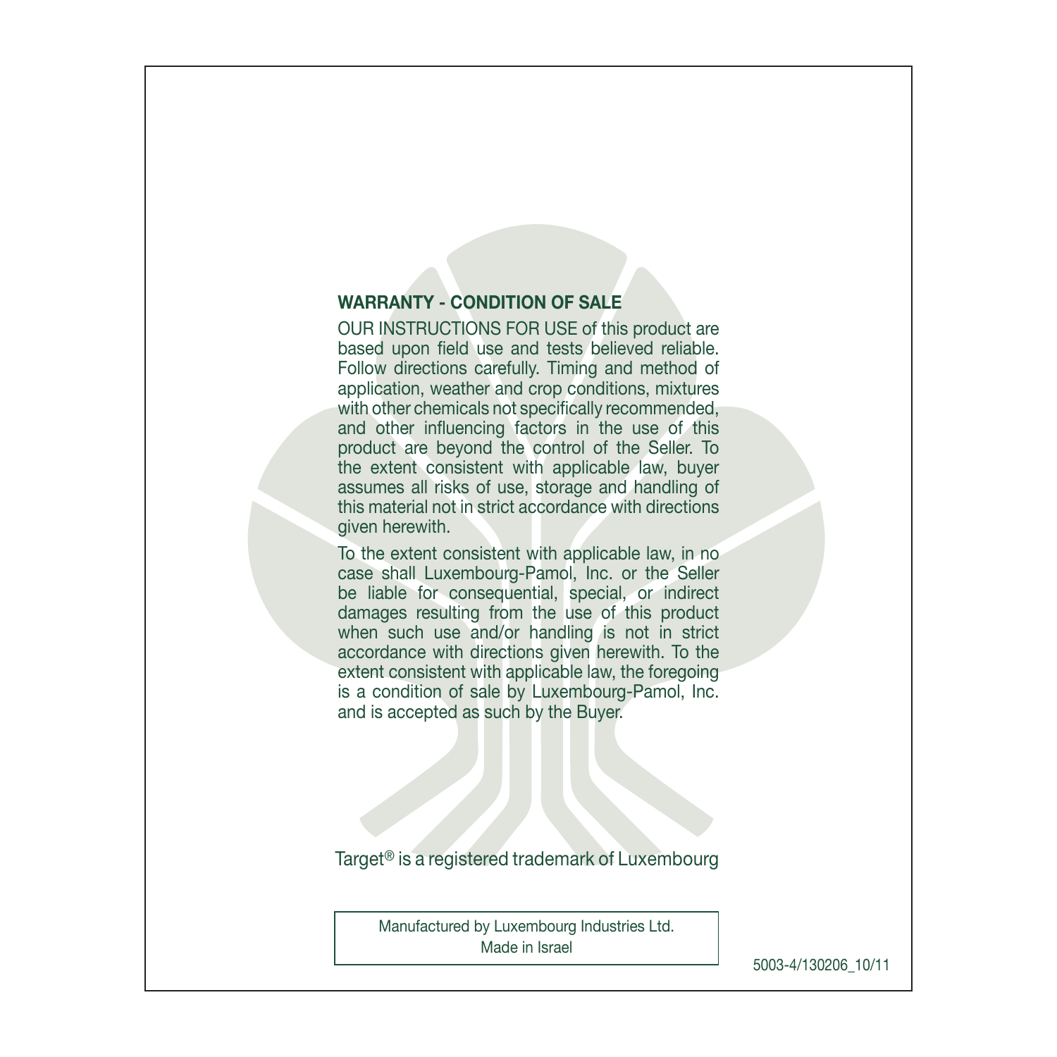## WARRANTY - CONDITION OF SALE

OUR INSTRUCTIONS FOR USE of this product are based upon field use and tests believed reliable. Follow directions carefully. Timing and method of application, weather and crop conditions, mixtures with other chemicals not specifically recommended, and other influencing factors in the use of this product are beyond the control of the Seller. To the extent consistent with applicable law, buyer assumes all risks of use, storage and handling of this material not in strict accordance with directions given herewith.

To the extent consistent with applicable law, in no case shall Luxembourg-Pamol, Inc. or the Seller be liable for consequential, special, or indirect damages resulting from the use of this product when such use and/or handling is not in strict accordance with directions given herewith. To the extent consistent with applicable law, the foregoing is a condition of sale by Luxembourg-Pamol, Inc. and is accepted as such by the Buyer.

Target® is a registered trademark of Luxembourg

Manufactured by Luxembourg Industries Ltd.
Made in Israel

5003-4/130206_10/11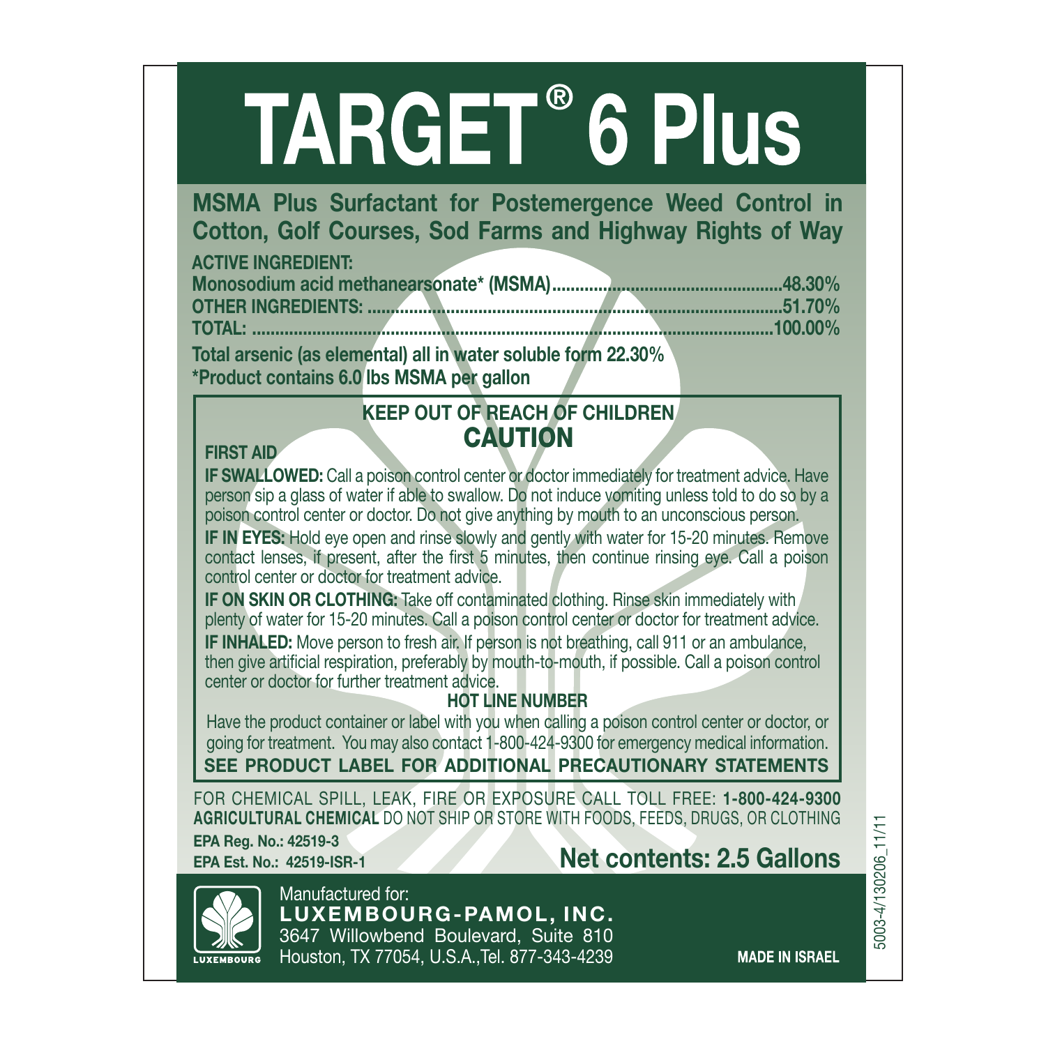# TARGET® 6 Plus

## MSMA Plus Surfactant for Postemergence Weed Control in Cotton, Golf Courses, Sod Farms and Highway Rights of Way

**ACTIVE INGREDIENT:**

| | |
|---|---|
| **Monosodium acid methanearsonate* (MSMA)** | **48.30%** |
| **OTHER INGREDIENTS:** | **51.70%** |
| **TOTAL:** | **100.00%** |

**Total arsenic (as elemental) all in water soluble form 22.30%**

**\*Product contains 6.0 lbs MSMA per gallon**

**KEEP OUT OF REACH OF CHILDREN**

**CAUTION**

**FIRST AID**

**IF SWALLOWED:** Call a poison control center or doctor immediately for treatment advice. Have person sip a glass of water if able to swallow. Do not induce vomiting unless told to do so by a poison control center or doctor. Do not give anything by mouth to an unconscious person.

**IF IN EYES:** Hold eye open and rinse slowly and gently with water for 15-20 minutes. Remove contact lenses, if present, after the first 5 minutes, then continue rinsing eye. Call a poison control center or doctor for treatment advice.

**IF ON SKIN OR CLOTHING:** Take off contaminated clothing. Rinse skin immediately with plenty of water for 15-20 minutes. Call a poison control center or doctor for treatment advice.

**IF INHALED:** Move person to fresh air. If person is not breathing, call 911 or an ambulance, then give artificial respiration, preferably by mouth-to-mouth, if possible. Call a poison control center or doctor for further treatment advice.

**HOT LINE NUMBER**

Have the product container or label with you when calling a poison control center or doctor, or going for treatment. You may also contact 1-800-424-9300 for emergency medical information.

**SEE PRODUCT LABEL FOR ADDITIONAL PRECAUTIONARY STATEMENTS**

FOR CHEMICAL SPILL, LEAK, FIRE OR EXPOSURE CALL TOLL FREE: **1-800-424-9300**

**AGRICULTURAL CHEMICAL** DO NOT SHIP OR STORE WITH FOODS, FEEDS, DRUGS, OR CLOTHING

**EPA Reg. No.: 42519-3**

**EPA Est. No.: 42519-ISR-1**

**Net contents: 2.5 Gallons**

LUXEMBOURG

Manufactured for:

**LUXEMBOURG-PAMOL, INC.**

3647 Willowbend Boulevard, Suite 810

Houston, TX 77054, U.S.A.,Tel. 877-343-4239

**MADE IN ISRAEL**

5003-4/130206_11/11